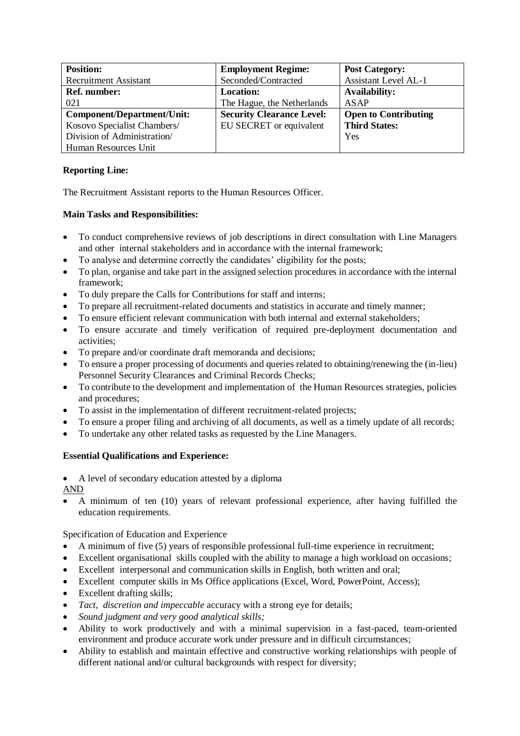| **Position:** Recruitment Assistant | **Employment Regime:** Seconded/Contracted | **Post Category:** Assistant Level AL-1 |
| --- | --- | --- |
| **Ref. number:** 021 | **Location:** The Hague, the Netherlands | **Availability:** ASAP |
| **Component/Department/Unit:** Kosovo Specialist Chambers/ Division of Administration/ Human Resources Unit | **Security Clearance Level:** EU SECRET or equivalent | **Open to Contributing Third States:** Yes |

**Reporting Line:**

The Recruitment Assistant reports to the Human Resources Officer.

**Main Tasks and Responsibilities:**

- To conduct comprehensive reviews of job descriptions in direct consultation with Line Managers and other internal stakeholders and in accordance with the internal framework;
- To analyse and determine correctly the candidates' eligibility for the posts;
- To plan, organise and take part in the assigned selection procedures in accordance with the internal framework;
- To duly prepare the Calls for Contributions for staff and interns;
- To prepare all recruitment-related documents and statistics in accurate and timely manner;
- To ensure efficient relevant communication with both internal and external stakeholders;
- To ensure accurate and timely verification of required pre-deployment documentation and activities;
- To prepare and/or coordinate draft memoranda and decisions;
- To ensure a proper processing of documents and queries related to obtaining/renewing the (in-lieu) Personnel Security Clearances and Criminal Records Checks;
- To contribute to the development and implementation of the Human Resources strategies, policies and procedures;
- To assist in the implementation of different recruitment-related projects;
- To ensure a proper filing and archiving of all documents, as well as a timely update of all records;
- To undertake any other related tasks as requested by the Line Managers.

**Essential Qualifications and Experience:**

- A level of secondary education attested by a diploma

AND

- A minimum of ten (10) years of relevant professional experience, after having fulfilled the education requirements.

Specification of Education and Experience

- A minimum of five (5) years of responsible professional full-time experience in recruitment;
- Excellent organisational skills coupled with the ability to manage a high workload on occasions;
- Excellent interpersonal and communication skills in English, both written and oral;
- Excellent computer skills in Ms Office applications (Excel, Word, PowerPoint, Access);
- Excellent drafting skills;
- *Tact, discretion and impeccable* accuracy with a strong eye for details;
- *Sound judgment and very good analytical skills;*
- Ability to work productively and with a minimal supervision in a fast-paced, team-oriented environment and produce accurate work under pressure and in difficult circumstances;
- Ability to establish and maintain effective and constructive working relationships with people of different national and/or cultural backgrounds with respect for diversity;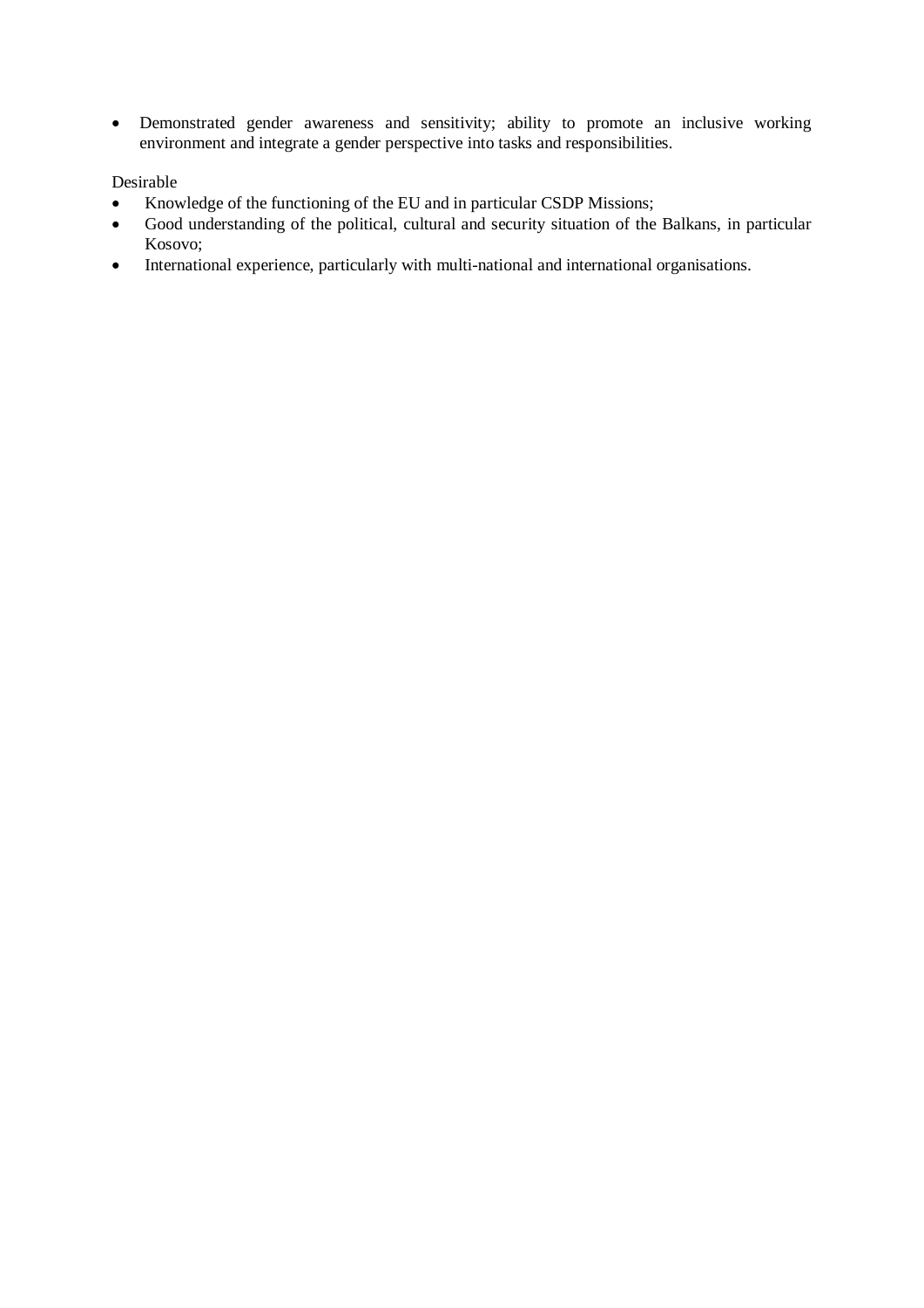- Demonstrated gender awareness and sensitivity; ability to promote an inclusive working environment and integrate a gender perspective into tasks and responsibilities.

Desirable

- Knowledge of the functioning of the EU and in particular CSDP Missions;
- Good understanding of the political, cultural and security situation of the Balkans, in particular Kosovo;
- International experience, particularly with multi-national and international organisations.